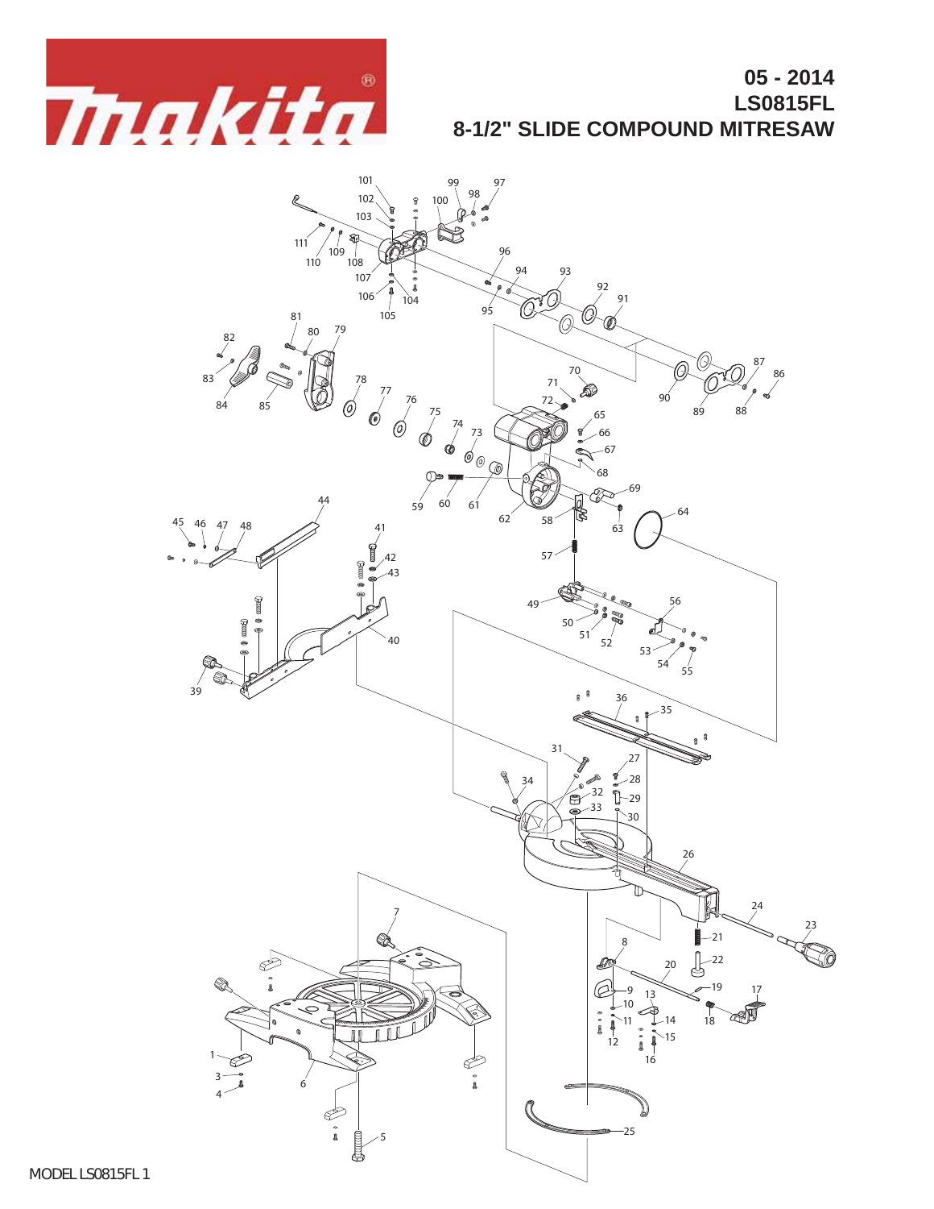# 05 - 2014
# LS0815FL
# 8-1/2" SLIDE COMPOUND MITRESAW

MODEL LS0815FL 1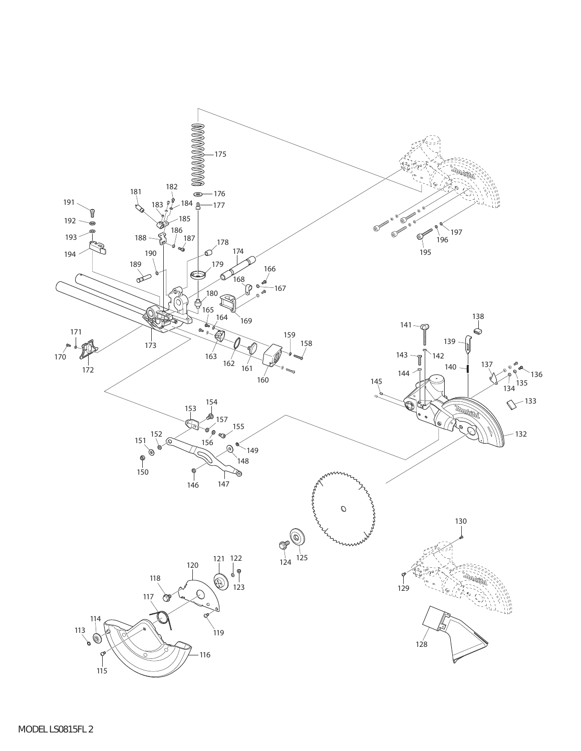MODEL LS0815FL 2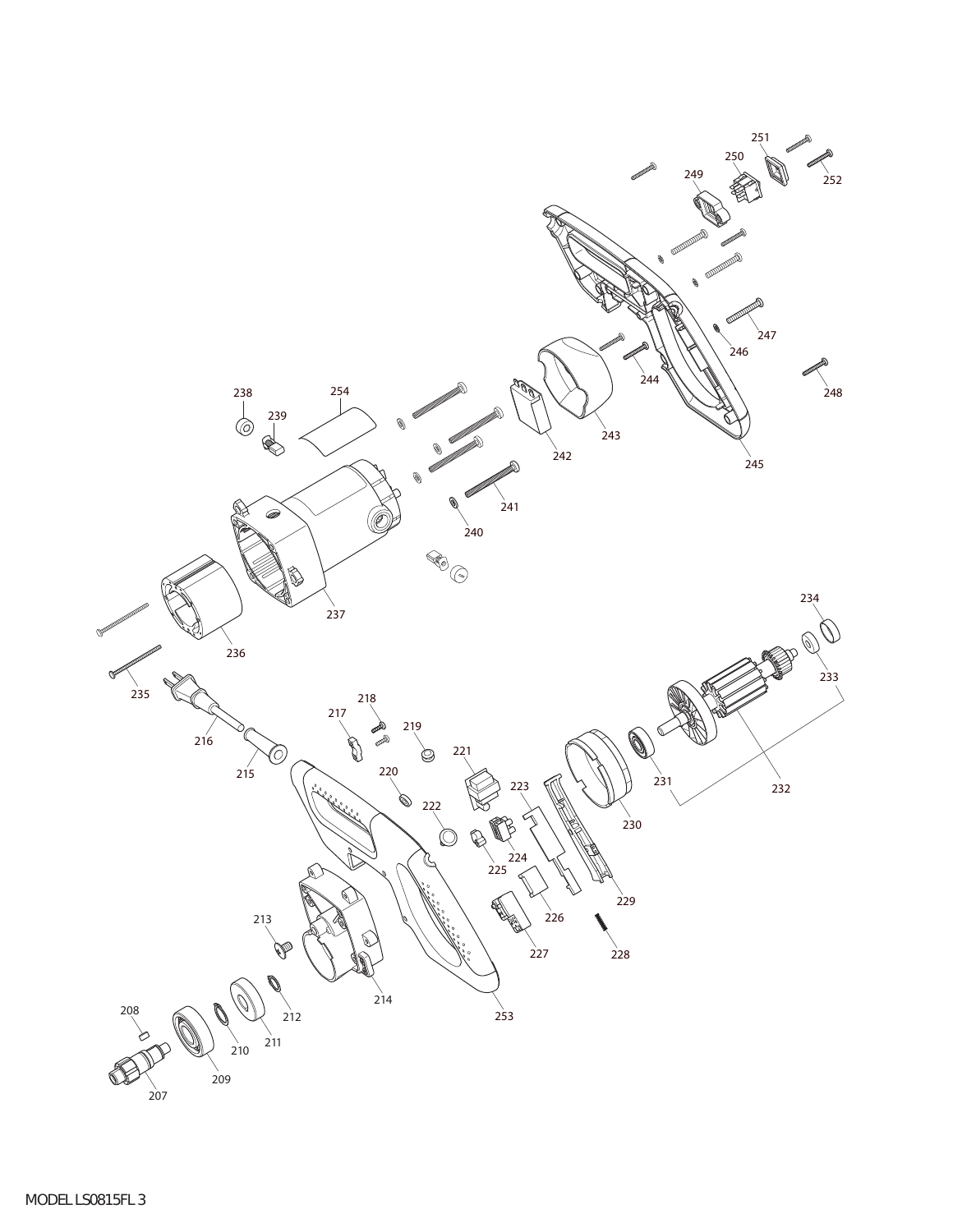MODEL LS0815FL 3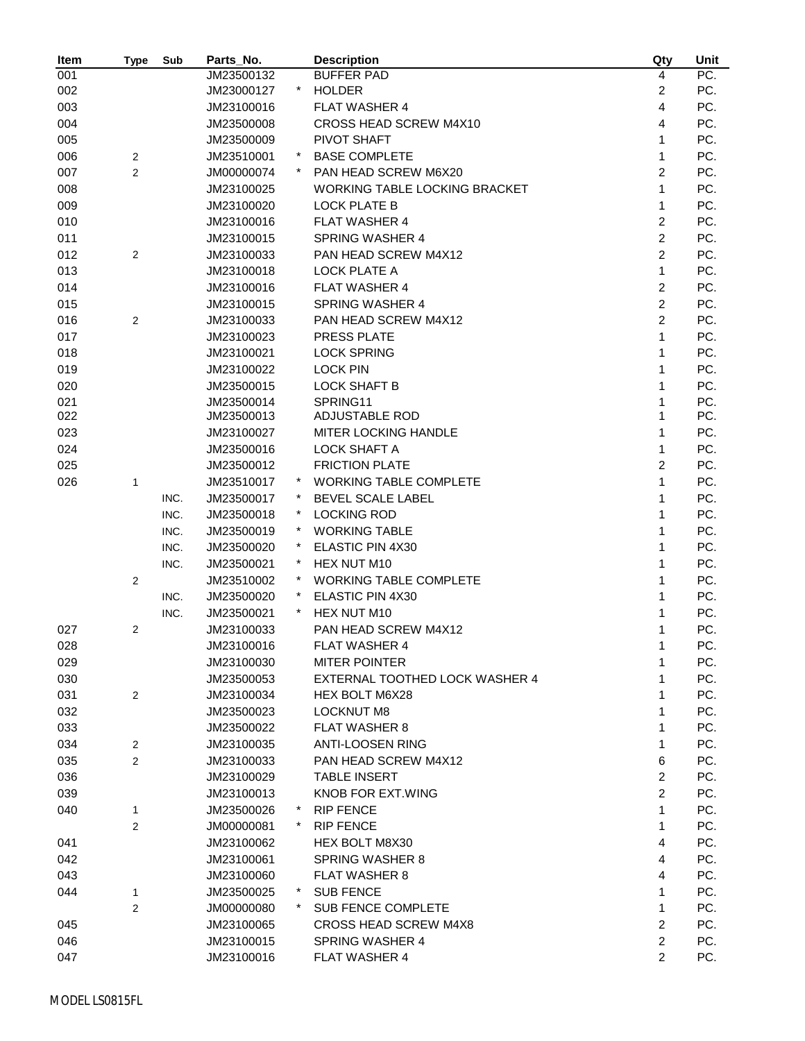| Item | Type | Sub | Parts_No. | | Description | Qty | Unit |
|---|---|---|---|---|---|---|---|
| 001 | | | JM23500132 | | BUFFER PAD | 4 | PC. |
| 002 | | | JM23000127 | * | HOLDER | 2 | PC. |
| 003 | | | JM23100016 | | FLAT WASHER 4 | 4 | PC. |
| 004 | | | JM23500008 | | CROSS HEAD SCREW M4X10 | 4 | PC. |
| 005 | | | JM23500009 | | PIVOT SHAFT | 1 | PC. |
| 006 | 2 | | JM23510001 | * | BASE COMPLETE | 1 | PC. |
| 007 | 2 | | JM00000074 | * | PAN HEAD SCREW M6X20 | 2 | PC. |
| 008 | | | JM23100025 | | WORKING TABLE LOCKING BRACKET | 1 | PC. |
| 009 | | | JM23100020 | | LOCK PLATE B | 1 | PC. |
| 010 | | | JM23100016 | | FLAT WASHER 4 | 2 | PC. |
| 011 | | | JM23100015 | | SPRING WASHER 4 | 2 | PC. |
| 012 | 2 | | JM23100033 | | PAN HEAD SCREW M4X12 | 2 | PC. |
| 013 | | | JM23100018 | | LOCK PLATE A | 1 | PC. |
| 014 | | | JM23100016 | | FLAT WASHER 4 | 2 | PC. |
| 015 | | | JM23100015 | | SPRING WASHER 4 | 2 | PC. |
| 016 | 2 | | JM23100033 | | PAN HEAD SCREW M4X12 | 2 | PC. |
| 017 | | | JM23100023 | | PRESS PLATE | 1 | PC. |
| 018 | | | JM23100021 | | LOCK SPRING | 1 | PC. |
| 019 | | | JM23100022 | | LOCK PIN | 1 | PC. |
| 020 | | | JM23500015 | | LOCK SHAFT B | 1 | PC. |
| 021 | | | JM23500014 | | SPRING11 | 1 | PC. |
| 022 | | | JM23500013 | | ADJUSTABLE ROD | 1 | PC. |
| 023 | | | JM23100027 | | MITER LOCKING HANDLE | 1 | PC. |
| 024 | | | JM23500016 | | LOCK SHAFT A | 1 | PC. |
| 025 | | | JM23500012 | | FRICTION PLATE | 2 | PC. |
| 026 | 1 | | JM23510017 | * | WORKING TABLE COMPLETE | 1 | PC. |
| | | INC. | JM23500017 | * | BEVEL SCALE LABEL | 1 | PC. |
| | | INC. | JM23500018 | * | LOCKING ROD | 1 | PC. |
| | | INC. | JM23500019 | * | WORKING TABLE | 1 | PC. |
| | | INC. | JM23500020 | * | ELASTIC PIN 4X30 | 1 | PC. |
| | | INC. | JM23500021 | * | HEX NUT M10 | 1 | PC. |
| | 2 | | JM23510002 | * | WORKING TABLE COMPLETE | 1 | PC. |
| | | INC. | JM23500020 | * | ELASTIC PIN 4X30 | 1 | PC. |
| | | INC. | JM23500021 | * | HEX NUT M10 | 1 | PC. |
| 027 | 2 | | JM23100033 | | PAN HEAD SCREW M4X12 | 1 | PC. |
| 028 | | | JM23100016 | | FLAT WASHER 4 | 1 | PC. |
| 029 | | | JM23100030 | | MITER POINTER | 1 | PC. |
| 030 | | | JM23500053 | | EXTERNAL TOOTHED LOCK WASHER 4 | 1 | PC. |
| 031 | 2 | | JM23100034 | | HEX BOLT M6X28 | 1 | PC. |
| 032 | | | JM23500023 | | LOCKNUT M8 | 1 | PC. |
| 033 | | | JM23500022 | | FLAT WASHER 8 | 1 | PC. |
| 034 | 2 | | JM23100035 | | ANTI-LOOSEN RING | 1 | PC. |
| 035 | 2 | | JM23100033 | | PAN HEAD SCREW M4X12 | 6 | PC. |
| 036 | | | JM23100029 | | TABLE INSERT | 2 | PC. |
| 039 | | | JM23100013 | | KNOB FOR EXT.WING | 2 | PC. |
| 040 | 1 | | JM23500026 | * | RIP FENCE | 1 | PC. |
| | 2 | | JM00000081 | * | RIP FENCE | 1 | PC. |
| 041 | | | JM23100062 | | HEX BOLT M8X30 | 4 | PC. |
| 042 | | | JM23100061 | | SPRING WASHER 8 | 4 | PC. |
| 043 | | | JM23100060 | | FLAT WASHER 8 | 4 | PC. |
| 044 | 1 | | JM23500025 | * | SUB FENCE | 1 | PC. |
| | 2 | | JM00000080 | * | SUB FENCE COMPLETE | 1 | PC. |
| 045 | | | JM23100065 | | CROSS HEAD SCREW M4X8 | 2 | PC. |
| 046 | | | JM23100015 | | SPRING WASHER 4 | 2 | PC. |
| 047 | | | JM23100016 | | FLAT WASHER 4 | 2 | PC. |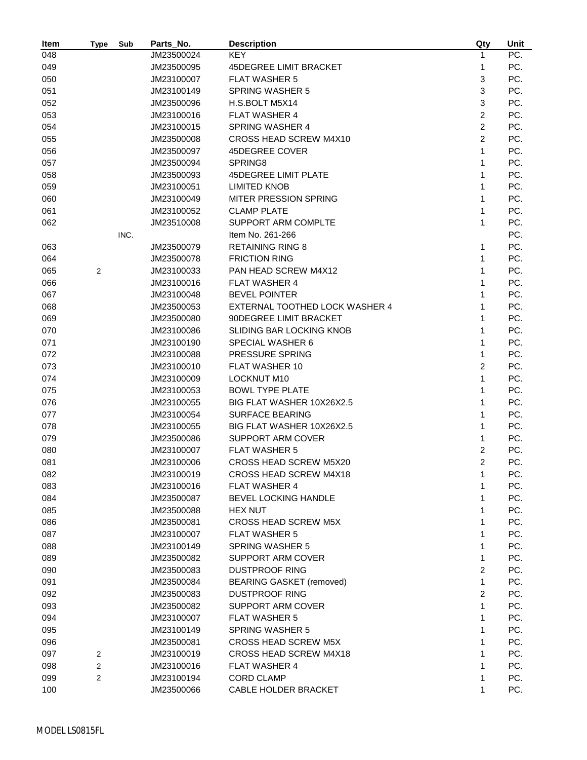| Item | Type | Sub | Parts_No. | Description | Qty | Unit |
|---|---|---|---|---|---|---|
| 048 | | | JM23500024 | KEY | 1 | PC. |
| 049 | | | JM23500095 | 45DEGREE LIMIT BRACKET | 1 | PC. |
| 050 | | | JM23100007 | FLAT WASHER 5 | 3 | PC. |
| 051 | | | JM23100149 | SPRING WASHER 5 | 3 | PC. |
| 052 | | | JM23500096 | H.S.BOLT M5X14 | 3 | PC. |
| 053 | | | JM23100016 | FLAT WASHER 4 | 2 | PC. |
| 054 | | | JM23100015 | SPRING WASHER 4 | 2 | PC. |
| 055 | | | JM23500008 | CROSS HEAD SCREW M4X10 | 2 | PC. |
| 056 | | | JM23500097 | 45DEGREE COVER | 1 | PC. |
| 057 | | | JM23500094 | SPRING8 | 1 | PC. |
| 058 | | | JM23500093 | 45DEGREE LIMIT PLATE | 1 | PC. |
| 059 | | | JM23100051 | LIMITED KNOB | 1 | PC. |
| 060 | | | JM23100049 | MITER PRESSION SPRING | 1 | PC. |
| 061 | | | JM23100052 | CLAMP PLATE | 1 | PC. |
| 062 | | | JM23510008 | SUPPORT ARM COMPLTE | 1 | PC. |
| | | INC. | | Item No. 261-266 | | PC. |
| 063 | | | JM23500079 | RETAINING RING 8 | 1 | PC. |
| 064 | | | JM23500078 | FRICTION RING | 1 | PC. |
| 065 | 2 | | JM23100033 | PAN HEAD SCREW M4X12 | 1 | PC. |
| 066 | | | JM23100016 | FLAT WASHER 4 | 1 | PC. |
| 067 | | | JM23100048 | BEVEL POINTER | 1 | PC. |
| 068 | | | JM23500053 | EXTERNAL TOOTHED LOCK WASHER 4 | 1 | PC. |
| 069 | | | JM23500080 | 90DEGREE LIMIT BRACKET | 1 | PC. |
| 070 | | | JM23100086 | SLIDING BAR LOCKING KNOB | 1 | PC. |
| 071 | | | JM23100190 | SPECIAL WASHER 6 | 1 | PC. |
| 072 | | | JM23100088 | PRESSURE SPRING | 1 | PC. |
| 073 | | | JM23100010 | FLAT WASHER 10 | 2 | PC. |
| 074 | | | JM23100009 | LOCKNUT M10 | 1 | PC. |
| 075 | | | JM23100053 | BOWL TYPE PLATE | 1 | PC. |
| 076 | | | JM23100055 | BIG FLAT WASHER 10X26X2.5 | 1 | PC. |
| 077 | | | JM23100054 | SURFACE BEARING | 1 | PC. |
| 078 | | | JM23100055 | BIG FLAT WASHER 10X26X2.5 | 1 | PC. |
| 079 | | | JM23500086 | SUPPORT ARM COVER | 1 | PC. |
| 080 | | | JM23100007 | FLAT WASHER 5 | 2 | PC. |
| 081 | | | JM23100006 | CROSS HEAD SCREW M5X20 | 2 | PC. |
| 082 | | | JM23100019 | CROSS HEAD SCREW M4X18 | 1 | PC. |
| 083 | | | JM23100016 | FLAT WASHER 4 | 1 | PC. |
| 084 | | | JM23500087 | BEVEL LOCKING HANDLE | 1 | PC. |
| 085 | | | JM23500088 | HEX NUT | 1 | PC. |
| 086 | | | JM23500081 | CROSS HEAD SCREW M5X | 1 | PC. |
| 087 | | | JM23100007 | FLAT WASHER 5 | 1 | PC. |
| 088 | | | JM23100149 | SPRING WASHER 5 | 1 | PC. |
| 089 | | | JM23500082 | SUPPORT ARM COVER | 1 | PC. |
| 090 | | | JM23500083 | DUSTPROOF RING | 2 | PC. |
| 091 | | | JM23500084 | BEARING GASKET (removed) | 1 | PC. |
| 092 | | | JM23500083 | DUSTPROOF RING | 2 | PC. |
| 093 | | | JM23500082 | SUPPORT ARM COVER | 1 | PC. |
| 094 | | | JM23100007 | FLAT WASHER 5 | 1 | PC. |
| 095 | | | JM23100149 | SPRING WASHER 5 | 1 | PC. |
| 096 | | | JM23500081 | CROSS HEAD SCREW M5X | 1 | PC. |
| 097 | 2 | | JM23100019 | CROSS HEAD SCREW M4X18 | 1 | PC. |
| 098 | 2 | | JM23100016 | FLAT WASHER 4 | 1 | PC. |
| 099 | 2 | | JM23100194 | CORD CLAMP | 1 | PC. |
| 100 | | | JM23500066 | CABLE HOLDER BRACKET | 1 | PC. |

MODEL LS0815FL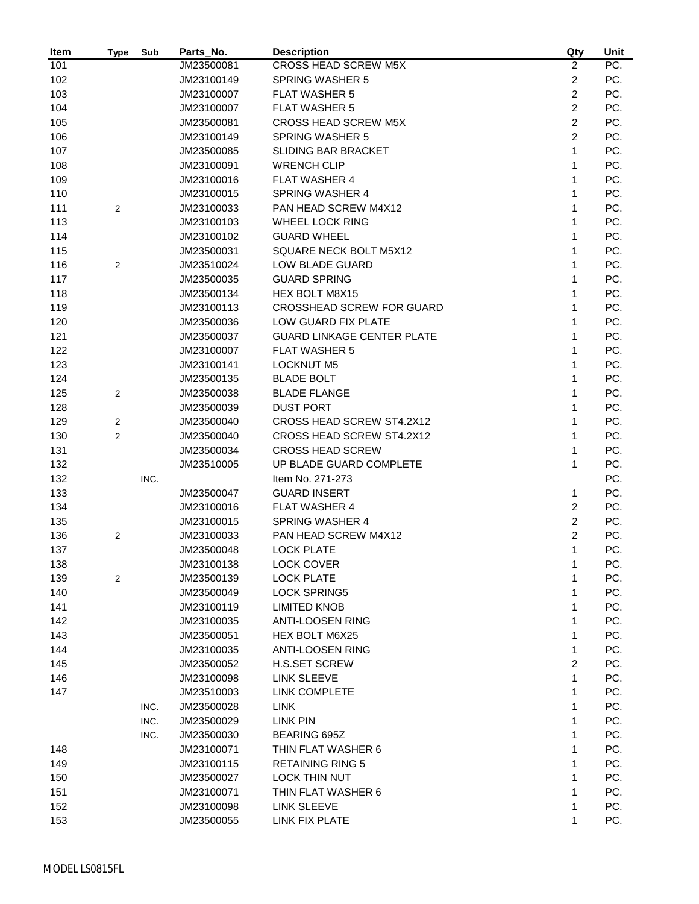| Item | Type | Sub | Parts_No. | Description | Qty | Unit |
|---|---|---|---|---|---|---|
| 101 | | | JM23500081 | CROSS HEAD SCREW M5X | 2 | PC. |
| 102 | | | JM23100149 | SPRING WASHER 5 | 2 | PC. |
| 103 | | | JM23100007 | FLAT WASHER 5 | 2 | PC. |
| 104 | | | JM23100007 | FLAT WASHER 5 | 2 | PC. |
| 105 | | | JM23500081 | CROSS HEAD SCREW M5X | 2 | PC. |
| 106 | | | JM23100149 | SPRING WASHER 5 | 2 | PC. |
| 107 | | | JM23500085 | SLIDING BAR BRACKET | 1 | PC. |
| 108 | | | JM23100091 | WRENCH CLIP | 1 | PC. |
| 109 | | | JM23100016 | FLAT WASHER 4 | 1 | PC. |
| 110 | | | JM23100015 | SPRING WASHER 4 | 1 | PC. |
| 111 | 2 | | JM23100033 | PAN HEAD SCREW M4X12 | 1 | PC. |
| 113 | | | JM23100103 | WHEEL LOCK RING | 1 | PC. |
| 114 | | | JM23100102 | GUARD WHEEL | 1 | PC. |
| 115 | | | JM23500031 | SQUARE NECK BOLT M5X12 | 1 | PC. |
| 116 | 2 | | JM23510024 | LOW BLADE GUARD | 1 | PC. |
| 117 | | | JM23500035 | GUARD SPRING | 1 | PC. |
| 118 | | | JM23500134 | HEX BOLT M8X15 | 1 | PC. |
| 119 | | | JM23100113 | CROSSHEAD SCREW FOR GUARD | 1 | PC. |
| 120 | | | JM23500036 | LOW GUARD FIX PLATE | 1 | PC. |
| 121 | | | JM23500037 | GUARD LINKAGE CENTER PLATE | 1 | PC. |
| 122 | | | JM23100007 | FLAT WASHER 5 | 1 | PC. |
| 123 | | | JM23100141 | LOCKNUT M5 | 1 | PC. |
| 124 | | | JM23500135 | BLADE BOLT | 1 | PC. |
| 125 | 2 | | JM23500038 | BLADE FLANGE | 1 | PC. |
| 128 | | | JM23500039 | DUST PORT | 1 | PC. |
| 129 | 2 | | JM23500040 | CROSS HEAD SCREW ST4.2X12 | 1 | PC. |
| 130 | 2 | | JM23500040 | CROSS HEAD SCREW ST4.2X12 | 1 | PC. |
| 131 | | | JM23500034 | CROSS HEAD SCREW | 1 | PC. |
| 132 | | | JM23510005 | UP BLADE GUARD COMPLETE | 1 | PC. |
| 132 | | INC. | | Item No. 271-273 | | PC. |
| 133 | | | JM23500047 | GUARD INSERT | 1 | PC. |
| 134 | | | JM23100016 | FLAT WASHER 4 | 2 | PC. |
| 135 | | | JM23100015 | SPRING WASHER 4 | 2 | PC. |
| 136 | 2 | | JM23100033 | PAN HEAD SCREW M4X12 | 2 | PC. |
| 137 | | | JM23500048 | LOCK PLATE | 1 | PC. |
| 138 | | | JM23100138 | LOCK COVER | 1 | PC. |
| 139 | 2 | | JM23500139 | LOCK PLATE | 1 | PC. |
| 140 | | | JM23500049 | LOCK SPRING5 | 1 | PC. |
| 141 | | | JM23100119 | LIMITED KNOB | 1 | PC. |
| 142 | | | JM23100035 | ANTI-LOOSEN RING | 1 | PC. |
| 143 | | | JM23500051 | HEX BOLT M6X25 | 1 | PC. |
| 144 | | | JM23100035 | ANTI-LOOSEN RING | 1 | PC. |
| 145 | | | JM23500052 | H.S.SET SCREW | 2 | PC. |
| 146 | | | JM23100098 | LINK SLEEVE | 1 | PC. |
| 147 | | | JM23510003 | LINK COMPLETE | 1 | PC. |
| | | INC. | JM23500028 | LINK | 1 | PC. |
| | | INC. | JM23500029 | LINK PIN | 1 | PC. |
| | | INC. | JM23500030 | BEARING 695Z | 1 | PC. |
| 148 | | | JM23100071 | THIN FLAT WASHER 6 | 1 | PC. |
| 149 | | | JM23100115 | RETAINING RING 5 | 1 | PC. |
| 150 | | | JM23500027 | LOCK THIN NUT | 1 | PC. |
| 151 | | | JM23100071 | THIN FLAT WASHER 6 | 1 | PC. |
| 152 | | | JM23100098 | LINK SLEEVE | 1 | PC. |
| 153 | | | JM23500055 | LINK FIX PLATE | 1 | PC. |

MODEL LS0815FL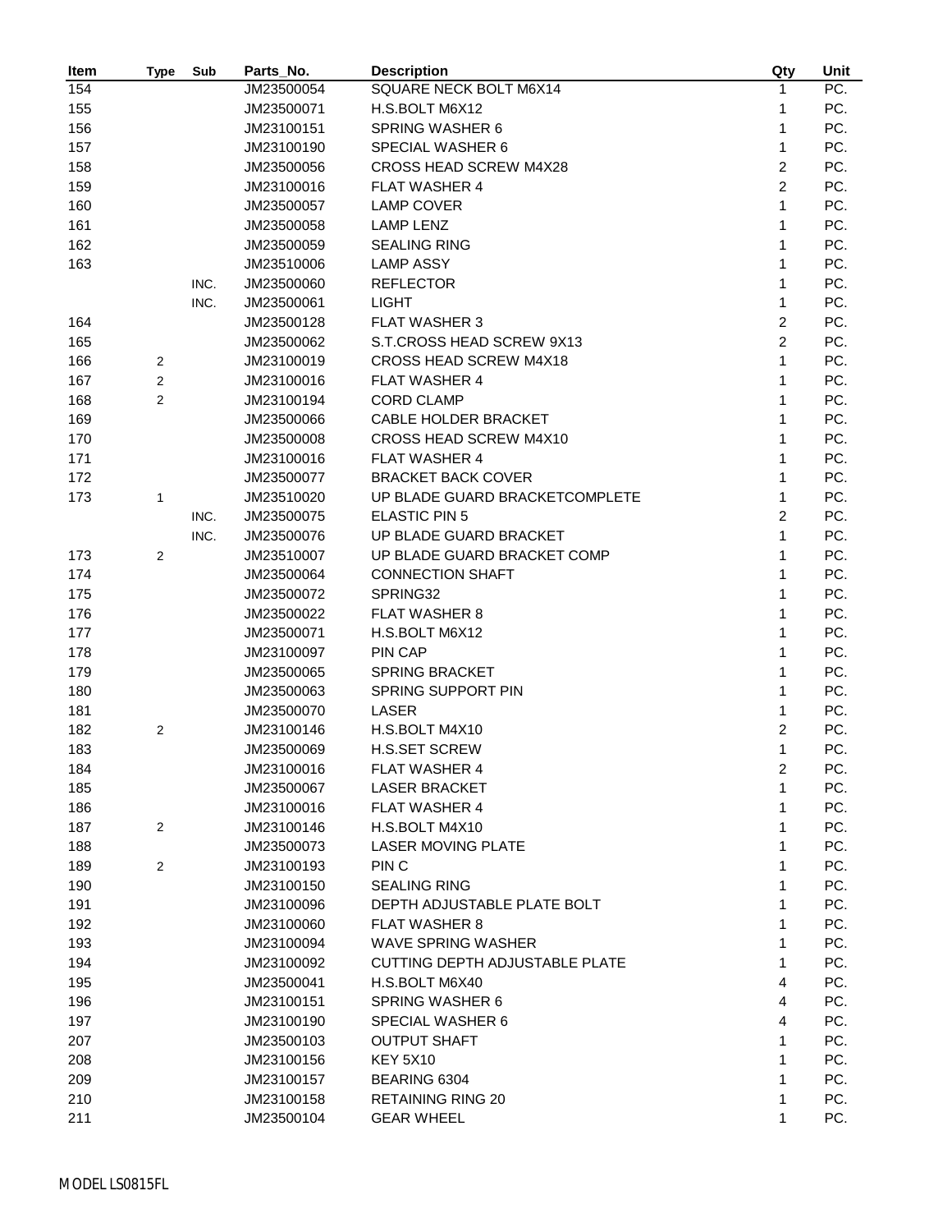| Item | Type | Sub | Parts_No. | Description | Qty | Unit |
|---|---|---|---|---|---|---|
| 154 | | | JM23500054 | SQUARE NECK BOLT M6X14 | 1 | PC. |
| 155 | | | JM23500071 | H.S.BOLT M6X12 | 1 | PC. |
| 156 | | | JM23100151 | SPRING WASHER 6 | 1 | PC. |
| 157 | | | JM23100190 | SPECIAL WASHER 6 | 1 | PC. |
| 158 | | | JM23500056 | CROSS HEAD SCREW M4X28 | 2 | PC. |
| 159 | | | JM23100016 | FLAT WASHER 4 | 2 | PC. |
| 160 | | | JM23500057 | LAMP COVER | 1 | PC. |
| 161 | | | JM23500058 | LAMP LENZ | 1 | PC. |
| 162 | | | JM23500059 | SEALING RING | 1 | PC. |
| 163 | | | JM23510006 | LAMP ASSY | 1 | PC. |
| | | INC. | JM23500060 | REFLECTOR | 1 | PC. |
| | | INC. | JM23500061 | LIGHT | 1 | PC. |
| 164 | | | JM23500128 | FLAT WASHER 3 | 2 | PC. |
| 165 | | | JM23500062 | S.T.CROSS HEAD SCREW 9X13 | 2 | PC. |
| 166 | 2 | | JM23100019 | CROSS HEAD SCREW M4X18 | 1 | PC. |
| 167 | 2 | | JM23100016 | FLAT WASHER 4 | 1 | PC. |
| 168 | 2 | | JM23100194 | CORD CLAMP | 1 | PC. |
| 169 | | | JM23500066 | CABLE HOLDER BRACKET | 1 | PC. |
| 170 | | | JM23500008 | CROSS HEAD SCREW M4X10 | 1 | PC. |
| 171 | | | JM23100016 | FLAT WASHER 4 | 1 | PC. |
| 172 | | | JM23500077 | BRACKET BACK COVER | 1 | PC. |
| 173 | 1 | | JM23510020 | UP BLADE GUARD BRACKETCOMPLETE | 1 | PC. |
| | | INC. | JM23500075 | ELASTIC PIN 5 | 2 | PC. |
| | | INC. | JM23500076 | UP BLADE GUARD BRACKET | 1 | PC. |
| 173 | 2 | | JM23510007 | UP BLADE GUARD BRACKET COMP | 1 | PC. |
| 174 | | | JM23500064 | CONNECTION SHAFT | 1 | PC. |
| 175 | | | JM23500072 | SPRING32 | 1 | PC. |
| 176 | | | JM23500022 | FLAT WASHER 8 | 1 | PC. |
| 177 | | | JM23500071 | H.S.BOLT M6X12 | 1 | PC. |
| 178 | | | JM23100097 | PIN CAP | 1 | PC. |
| 179 | | | JM23500065 | SPRING BRACKET | 1 | PC. |
| 180 | | | JM23500063 | SPRING SUPPORT PIN | 1 | PC. |
| 181 | | | JM23500070 | LASER | 1 | PC. |
| 182 | 2 | | JM23100146 | H.S.BOLT M4X10 | 2 | PC. |
| 183 | | | JM23500069 | H.S.SET SCREW | 1 | PC. |
| 184 | | | JM23100016 | FLAT WASHER 4 | 2 | PC. |
| 185 | | | JM23500067 | LASER BRACKET | 1 | PC. |
| 186 | | | JM23100016 | FLAT WASHER 4 | 1 | PC. |
| 187 | 2 | | JM23100146 | H.S.BOLT M4X10 | 1 | PC. |
| 188 | | | JM23500073 | LASER MOVING PLATE | 1 | PC. |
| 189 | 2 | | JM23100193 | PIN C | 1 | PC. |
| 190 | | | JM23100150 | SEALING RING | 1 | PC. |
| 191 | | | JM23100096 | DEPTH ADJUSTABLE PLATE BOLT | 1 | PC. |
| 192 | | | JM23100060 | FLAT WASHER 8 | 1 | PC. |
| 193 | | | JM23100094 | WAVE SPRING WASHER | 1 | PC. |
| 194 | | | JM23100092 | CUTTING DEPTH ADJUSTABLE PLATE | 1 | PC. |
| 195 | | | JM23500041 | H.S.BOLT M6X40 | 4 | PC. |
| 196 | | | JM23100151 | SPRING WASHER 6 | 4 | PC. |
| 197 | | | JM23100190 | SPECIAL WASHER 6 | 4 | PC. |
| 207 | | | JM23500103 | OUTPUT SHAFT | 1 | PC. |
| 208 | | | JM23100156 | KEY 5X10 | 1 | PC. |
| 209 | | | JM23100157 | BEARING 6304 | 1 | PC. |
| 210 | | | JM23100158 | RETAINING RING 20 | 1 | PC. |
| 211 | | | JM23500104 | GEAR WHEEL | 1 | PC. |

MODEL LS0815FL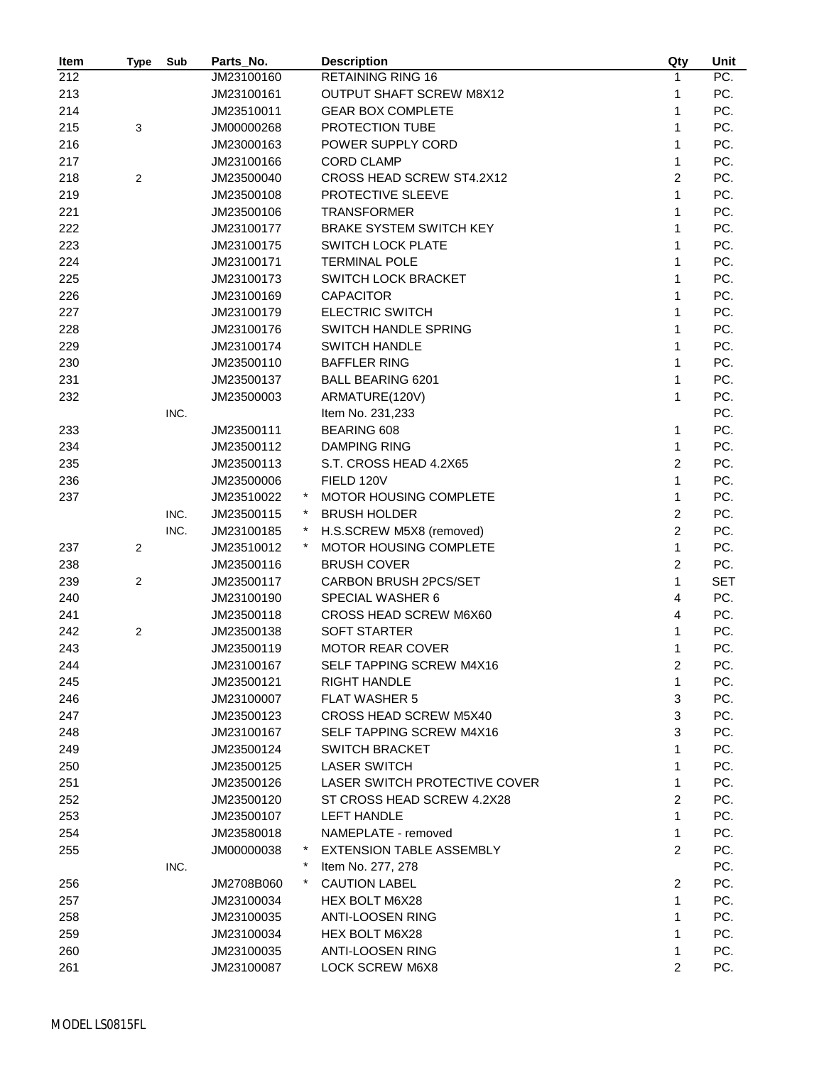| Item | Type | Sub | Parts_No. | | Description | Qty | Unit |
|---|---|---|---|---|---|---|---|
| 212 | | | JM23100160 | | RETAINING RING 16 | 1 | PC. |
| 213 | | | JM23100161 | | OUTPUT SHAFT SCREW M8X12 | 1 | PC. |
| 214 | | | JM23510011 | | GEAR BOX COMPLETE | 1 | PC. |
| 215 | 3 | | JM00000268 | | PROTECTION TUBE | 1 | PC. |
| 216 | | | JM23000163 | | POWER SUPPLY CORD | 1 | PC. |
| 217 | | | JM23100166 | | CORD CLAMP | 1 | PC. |
| 218 | 2 | | JM23500040 | | CROSS HEAD SCREW ST4.2X12 | 2 | PC. |
| 219 | | | JM23500108 | | PROTECTIVE SLEEVE | 1 | PC. |
| 221 | | | JM23500106 | | TRANSFORMER | 1 | PC. |
| 222 | | | JM23100177 | | BRAKE SYSTEM SWITCH KEY | 1 | PC. |
| 223 | | | JM23100175 | | SWITCH LOCK PLATE | 1 | PC. |
| 224 | | | JM23100171 | | TERMINAL POLE | 1 | PC. |
| 225 | | | JM23100173 | | SWITCH LOCK BRACKET | 1 | PC. |
| 226 | | | JM23100169 | | CAPACITOR | 1 | PC. |
| 227 | | | JM23100179 | | ELECTRIC SWITCH | 1 | PC. |
| 228 | | | JM23100176 | | SWITCH HANDLE SPRING | 1 | PC. |
| 229 | | | JM23100174 | | SWITCH HANDLE | 1 | PC. |
| 230 | | | JM23500110 | | BAFFLER RING | 1 | PC. |
| 231 | | | JM23500137 | | BALL BEARING 6201 | 1 | PC. |
| 232 | | | JM23500003 | | ARMATURE(120V) | 1 | PC. |
| | | INC. | | | Item No. 231,233 | | PC. |
| 233 | | | JM23500111 | | BEARING 608 | 1 | PC. |
| 234 | | | JM23500112 | | DAMPING RING | 1 | PC. |
| 235 | | | JM23500113 | | S.T. CROSS HEAD 4.2X65 | 2 | PC. |
| 236 | | | JM23500006 | | FIELD 120V | 1 | PC. |
| 237 | | | JM23510022 | * | MOTOR HOUSING COMPLETE | 1 | PC. |
| | | INC. | JM23500115 | * | BRUSH HOLDER | 2 | PC. |
| | | INC. | JM23100185 | * | H.S.SCREW M5X8 (removed) | 2 | PC. |
| 237 | 2 | | JM23510012 | * | MOTOR HOUSING COMPLETE | 1 | PC. |
| 238 | | | JM23500116 | | BRUSH COVER | 2 | PC. |
| 239 | 2 | | JM23500117 | | CARBON BRUSH 2PCS/SET | 1 | SET |
| 240 | | | JM23100190 | | SPECIAL WASHER 6 | 4 | PC. |
| 241 | | | JM23500118 | | CROSS HEAD SCREW M6X60 | 4 | PC. |
| 242 | 2 | | JM23500138 | | SOFT STARTER | 1 | PC. |
| 243 | | | JM23500119 | | MOTOR REAR COVER | 1 | PC. |
| 244 | | | JM23100167 | | SELF TAPPING SCREW M4X16 | 2 | PC. |
| 245 | | | JM23500121 | | RIGHT HANDLE | 1 | PC. |
| 246 | | | JM23100007 | | FLAT WASHER 5 | 3 | PC. |
| 247 | | | JM23500123 | | CROSS HEAD SCREW M5X40 | 3 | PC. |
| 248 | | | JM23100167 | | SELF TAPPING SCREW M4X16 | 3 | PC. |
| 249 | | | JM23500124 | | SWITCH BRACKET | 1 | PC. |
| 250 | | | JM23500125 | | LASER SWITCH | 1 | PC. |
| 251 | | | JM23500126 | | LASER SWITCH PROTECTIVE COVER | 1 | PC. |
| 252 | | | JM23500120 | | ST CROSS HEAD SCREW 4.2X28 | 2 | PC. |
| 253 | | | JM23500107 | | LEFT HANDLE | 1 | PC. |
| 254 | | | JM23580018 | | NAMEPLATE - removed | 1 | PC. |
| 255 | | | JM00000038 | * | EXTENSION TABLE ASSEMBLY | 2 | PC. |
| | | INC. | | * | Item No. 277, 278 | | PC. |
| 256 | | | JM2708B060 | * | CAUTION LABEL | 2 | PC. |
| 257 | | | JM23100034 | | HEX BOLT M6X28 | 1 | PC. |
| 258 | | | JM23100035 | | ANTI-LOOSEN RING | 1 | PC. |
| 259 | | | JM23100034 | | HEX BOLT M6X28 | 1 | PC. |
| 260 | | | JM23100035 | | ANTI-LOOSEN RING | 1 | PC. |
| 261 | | | JM23100087 | | LOCK SCREW M6X8 | 2 | PC. |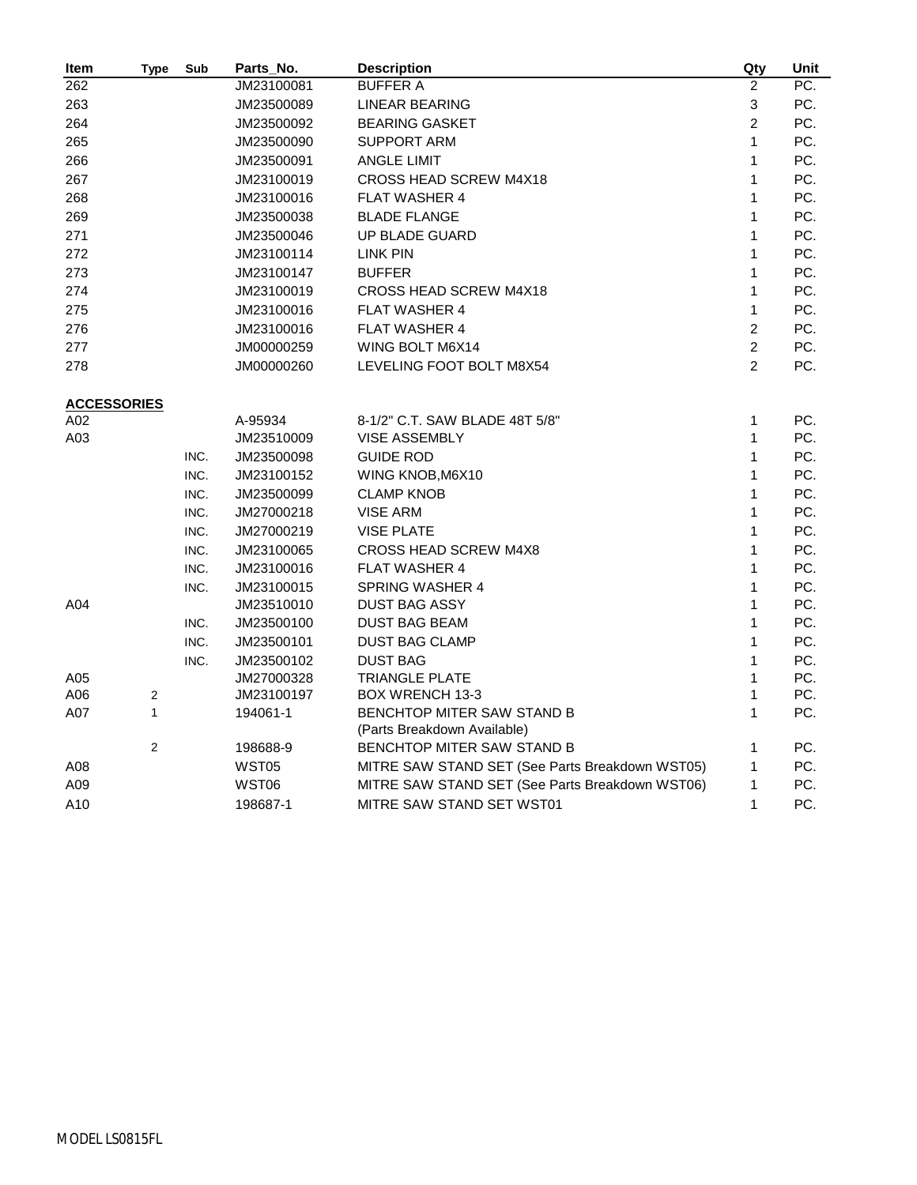| Item | Type | Sub | Parts_No. | Description | Qty | Unit |
|---|---|---|---|---|---|---|
| 262 | | | JM23100081 | BUFFER A | 2 | PC. |
| 263 | | | JM23500089 | LINEAR BEARING | 3 | PC. |
| 264 | | | JM23500092 | BEARING GASKET | 2 | PC. |
| 265 | | | JM23500090 | SUPPORT ARM | 1 | PC. |
| 266 | | | JM23500091 | ANGLE LIMIT | 1 | PC. |
| 267 | | | JM23100019 | CROSS HEAD SCREW M4X18 | 1 | PC. |
| 268 | | | JM23100016 | FLAT WASHER 4 | 1 | PC. |
| 269 | | | JM23500038 | BLADE FLANGE | 1 | PC. |
| 271 | | | JM23500046 | UP BLADE GUARD | 1 | PC. |
| 272 | | | JM23100114 | LINK PIN | 1 | PC. |
| 273 | | | JM23100147 | BUFFER | 1 | PC. |
| 274 | | | JM23100019 | CROSS HEAD SCREW M4X18 | 1 | PC. |
| 275 | | | JM23100016 | FLAT WASHER 4 | 1 | PC. |
| 276 | | | JM23100016 | FLAT WASHER 4 | 2 | PC. |
| 277 | | | JM00000259 | WING BOLT M6X14 | 2 | PC. |
| 278 | | | JM00000260 | LEVELING FOOT BOLT M8X54 | 2 | PC. |
| **ACCESSORIES** | | | | | | |
| A02 | | | A-95934 | 8-1/2" C.T. SAW BLADE 48T 5/8" | 1 | PC. |
| A03 | | | JM23510009 | VISE ASSEMBLY | 1 | PC. |
| | | INC. | JM23500098 | GUIDE ROD | 1 | PC. |
| | | INC. | JM23100152 | WING KNOB,M6X10 | 1 | PC. |
| | | INC. | JM23500099 | CLAMP KNOB | 1 | PC. |
| | | INC. | JM27000218 | VISE ARM | 1 | PC. |
| | | INC. | JM27000219 | VISE PLATE | 1 | PC. |
| | | INC. | JM23100065 | CROSS HEAD SCREW M4X8 | 1 | PC. |
| | | INC. | JM23100016 | FLAT WASHER 4 | 1 | PC. |
| | | INC. | JM23100015 | SPRING WASHER 4 | 1 | PC. |
| A04 | | | JM23510010 | DUST BAG ASSY | 1 | PC. |
| | | INC. | JM23500100 | DUST BAG BEAM | 1 | PC. |
| | | INC. | JM23500101 | DUST BAG CLAMP | 1 | PC. |
| | | INC. | JM23500102 | DUST BAG | 1 | PC. |
| A05 | | | JM27000328 | TRIANGLE PLATE | 1 | PC. |
| A06 | 2 | | JM23100197 | BOX WRENCH 13-3 | 1 | PC. |
| A07 | 1 | | 194061-1 | BENCHTOP MITER SAW STAND B (Parts Breakdown Available) | 1 | PC. |
| | 2 | | 198688-9 | BENCHTOP MITER SAW STAND B | 1 | PC. |
| A08 | | | WST05 | MITRE SAW STAND SET (See Parts Breakdown WST05) | 1 | PC. |
| A09 | | | WST06 | MITRE SAW STAND SET (See Parts Breakdown WST06) | 1 | PC. |
| A10 | | | 198687-1 | MITRE SAW STAND SET WST01 | 1 | PC. |

MODEL LS0815FL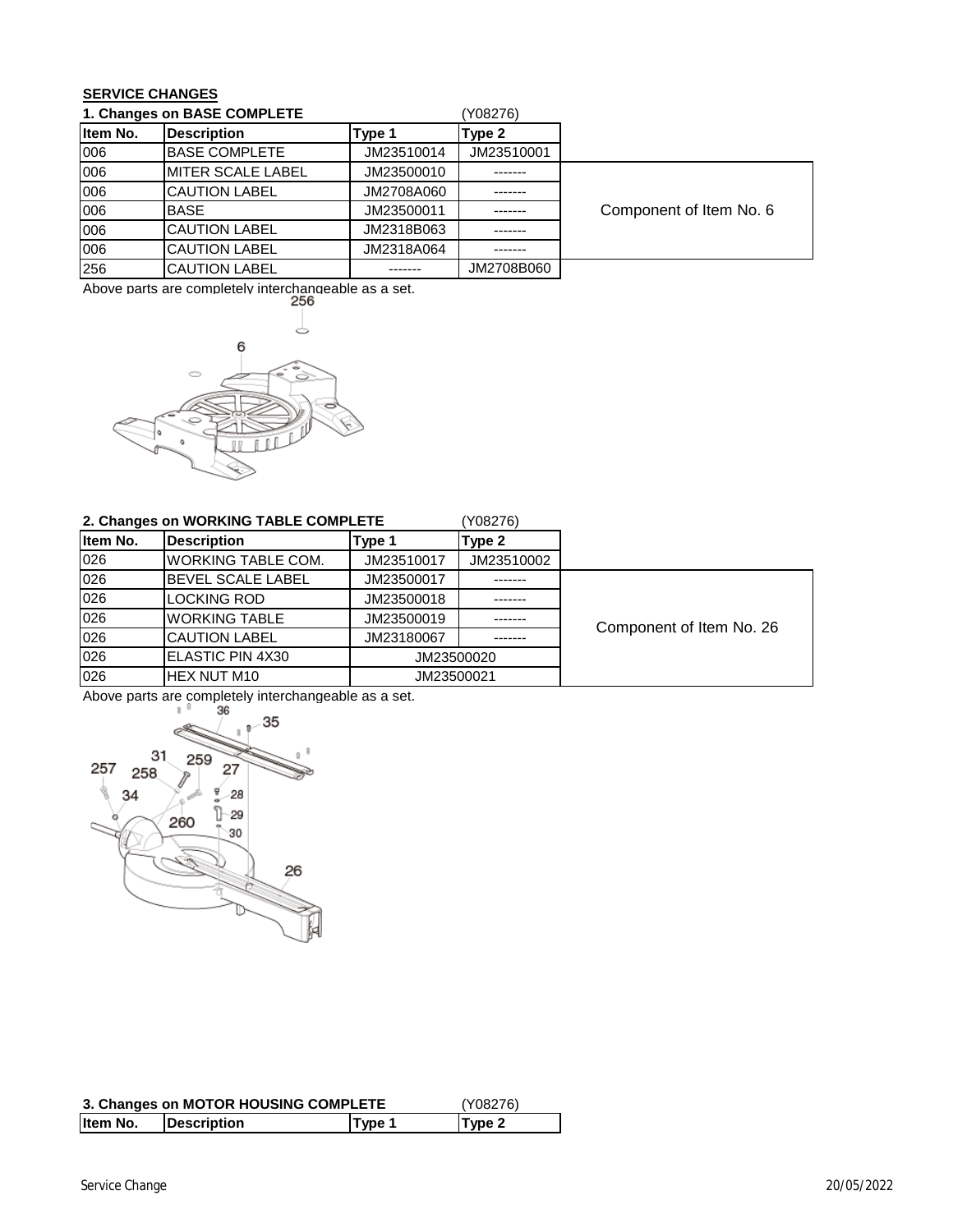## SERVICE CHANGES

### 1. Changes on BASE COMPLETE (Y08276)

| Item No. | Description | Type 1 | Type 2 | |
|---|---|---|---|---|
| 006 | BASE COMPLETE | JM23510014 | JM23510001 | |
| 006 | MITER SCALE LABEL | JM23500010 | ------- | Component of Item No. 6 |
| 006 | CAUTION LABEL | JM2708A060 | ------- | Component of Item No. 6 |
| 006 | BASE | JM23500011 | ------- | Component of Item No. 6 |
| 006 | CAUTION LABEL | JM2318B063 | ------- | Component of Item No. 6 |
| 006 | CAUTION LABEL | JM2318A064 | ------- | Component of Item No. 6 |
| 256 | CAUTION LABEL | ------- | JM2708B060 | |

Above parts are completely interchangeable as a set.

### 2. Changes on WORKING TABLE COMPLETE (Y08276)

| Item No. | Description | Type 1 | Type 2 | |
|---|---|---|---|---|
| 026 | WORKING TABLE COM. | JM23510017 | JM23510002 | |
| 026 | BEVEL SCALE LABEL | JM23500017 | ------- | Component of Item No. 26 |
| 026 | LOCKING ROD | JM23500018 | ------- | Component of Item No. 26 |
| 026 | WORKING TABLE | JM23500019 | ------- | Component of Item No. 26 |
| 026 | CAUTION LABEL | JM23180067 | ------- | Component of Item No. 26 |
| 026 | ELASTIC PIN 4X30 | JM23500020 | JM23500020 | Component of Item No. 26 |
| 026 | HEX NUT M10 | JM23500021 | JM23500021 | Component of Item No. 26 |

Above parts are completely interchangeable as a set.

### 3. Changes on MOTOR HOUSING COMPLETE (Y08276)

| Item No. | Description | Type 1 | Type 2 |
|---|---|---|---|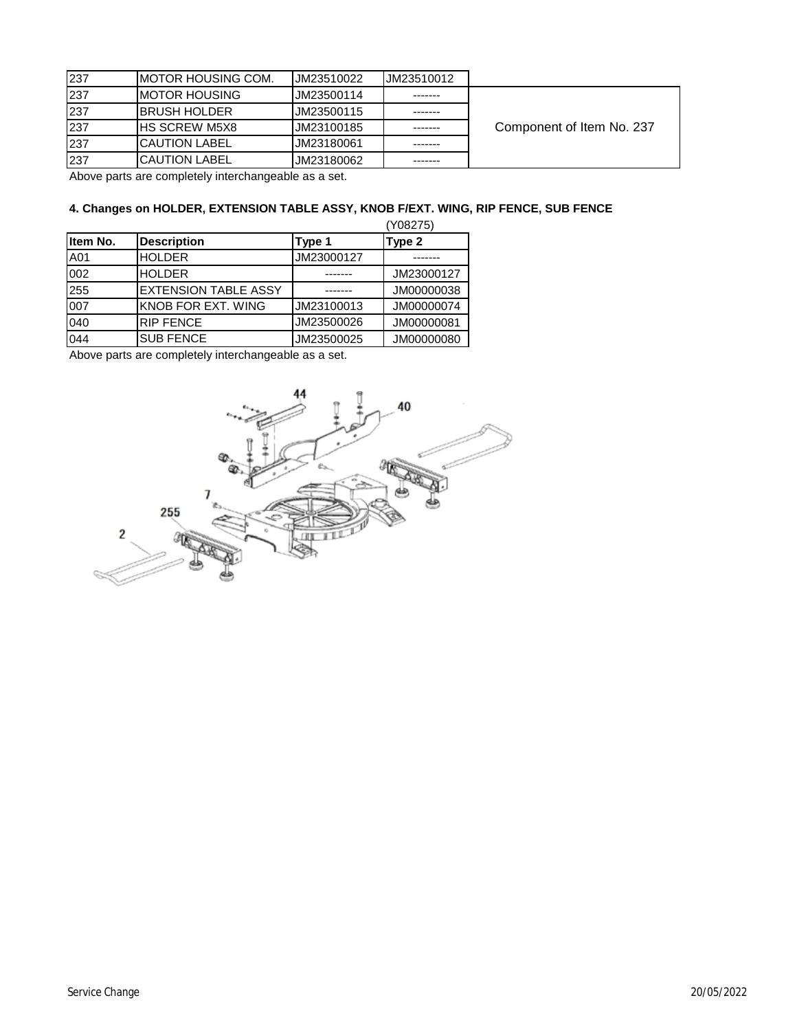| | | | | |
|---|---|---|---|---|
| 237 | MOTOR HOUSING COM. | JM23510022 | JM23510012 | |
| 237 | MOTOR HOUSING | JM23500114 | ------- | Component of Item No. 237 |
| 237 | BRUSH HOLDER | JM23500115 | ------- | |
| 237 | HS SCREW M5X8 | JM23100185 | ------- | |
| 237 | CAUTION LABEL | JM23180061 | ------- | |
| 237 | CAUTION LABEL | JM23180062 | ------- | |

Above parts are completely interchangeable as a set.

**4. Changes on HOLDER, EXTENSION TABLE ASSY, KNOB F/EXT. WING, RIP FENCE, SUB FENCE**

(Y08275)

| Item No. | Description | Type 1 | Type 2 |
|---|---|---|---|
| A01 | HOLDER | JM23000127 | ------- |
| 002 | HOLDER | ------- | JM23000127 |
| 255 | EXTENSION TABLE ASSY | ------- | JM00000038 |
| 007 | KNOB FOR EXT. WING | JM23100013 | JM00000074 |
| 040 | RIP FENCE | JM23500026 | JM00000081 |
| 044 | SUB FENCE | JM23500025 | JM00000080 |

Above parts are completely interchangeable as a set.

44
40
7
255
2